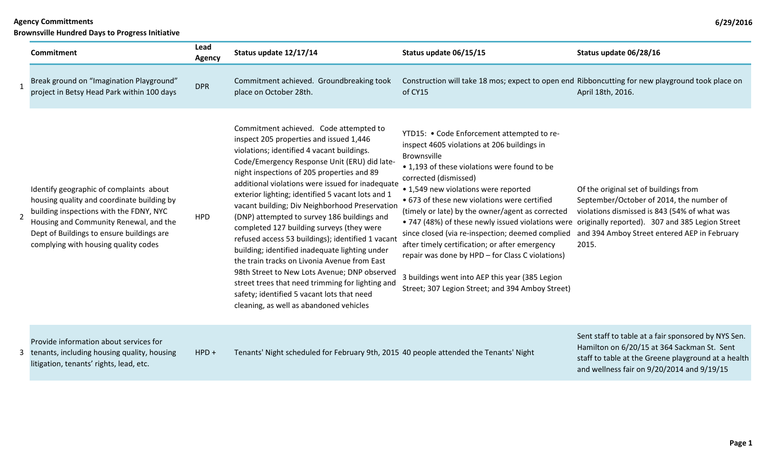**Agency Committments**

**Brownsville Hundred Days to Progress Initiative**

**6/29/2016**

| | Commitment | Lead Agency | Status update 12/17/14 | Status update 06/15/15 | Status update 06/28/16 |
|---|---|---|---|---|---|
| 1 | Break ground on "Imagination Playground" project in Betsy Head Park within 100 days | DPR | Commitment achieved. Groundbreaking took place on October 28th. | Construction will take 18 mos; expect to open end of CY15 | Ribboncutting for new playground took place on April 18th, 2016. |
| 2 | Identify geographic of complaints about housing quality and coordinate building by building inspections with the FDNY, NYC Housing and Community Renewal, and the Dept of Buildings to ensure buildings are complying with housing quality codes | HPD | Commitment achieved. Code attempted to inspect 205 properties and issued 1,446 violations; identified 4 vacant buildings. Code/Emergency Response Unit (ERU) did late-night inspections of 205 properties and 89 additional violations were issued for inadequate exterior lighting; identified 5 vacant lots and 1 vacant building; Div Neighborhood Preservation (DNP) attempted to survey 186 buildings and completed 127 building surveys (they were refused access 53 buildings); identified 1 vacant building; identified inadequate lighting under the train tracks on Livonia Avenue from East 98th Street to New Lots Avenue; DNP observed street trees that need trimming for lighting and safety; identified 5 vacant lots that need cleaning, as well as abandoned vehicles | YTD15: • Code Enforcement attempted to re-inspect 4605 violations at 206 buildings in Brownsville • 1,193 of these violations were found to be corrected (dismissed) • 1,549 new violations were reported • 673 of these new violations were certified (timely or late) by the owner/agent as corrected • 747 (48%) of these newly issued violations were since closed (via re-inspection; deemed complied after timely certification; or after emergency repair was done by HPD – for Class C violations)<br><br>3 buildings went into AEP this year (385 Legion Street; 307 Legion Street; and 394 Amboy Street) | Of the original set of buildings from September/October of 2014, the number of violations dismissed is 843 (54% of what was originally reported). 307 and 385 Legion Street and 394 Amboy Street entered AEP in February 2015. |
| 3 | Provide information about services for tenants, including housing quality, housing litigation, tenants' rights, lead, etc. | HPD + | Tenants' Night scheduled for February 9th, 2015 | 40 people attended the Tenants' Night | Sent staff to table at a fair sponsored by NYS Sen. Hamilton on 6/20/15 at 364 Sackman St. Sent staff to table at the Greene playground at a health and wellness fair on 9/20/2014 and 9/19/15 |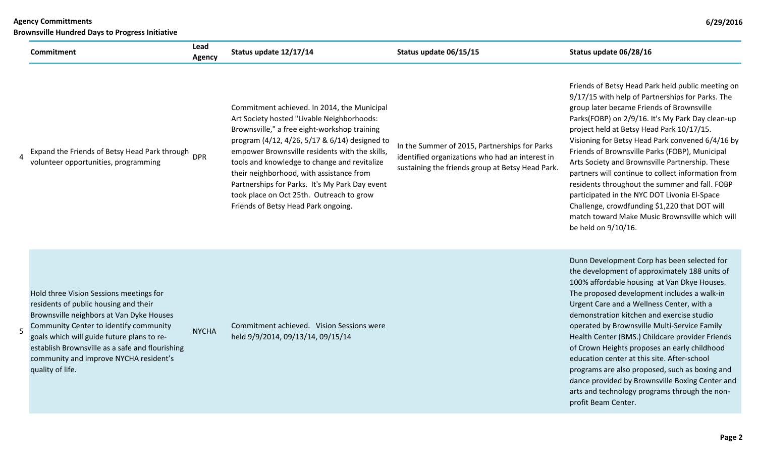**Agency Committments**
**Brownsville Hundred Days to Progress Initiative**

**6/29/2016**

| | Commitment | Lead Agency | Status update 12/17/14 | Status update 06/15/15 | Status update 06/28/16 |
|---|---|---|---|---|---|
| 4 | Expand the Friends of Betsy Head Park through volunteer opportunities, programming | DPR | Commitment achieved. In 2014, the Municipal Art Society hosted "Livable Neighborhoods: Brownsville," a free eight-workshop training program (4/12, 4/26, 5/17 & 6/14) designed to empower Brownsville residents with the skills, tools and knowledge to change and revitalize their neighborhood, with assistance from Partnerships for Parks. It's My Park Day event took place on Oct 25th. Outreach to grow Friends of Betsy Head Park ongoing. | In the Summer of 2015, Partnerships for Parks identified organizations who had an interest in sustaining the friends group at Betsy Head Park. | Friends of Betsy Head Park held public meeting on 9/17/15 with help of Partnerships for Parks. The group later became Friends of Brownsville Parks(FOBP) on 2/9/16. It's My Park Day clean-up project held at Betsy Head Park 10/17/15. Visioning for Betsy Head Park convened 6/4/16 by Friends of Brownsville Parks (FOBP), Municipal Arts Society and Brownsville Partnership. These partners will continue to collect information from residents throughout the summer and fall. FOBP participated in the NYC DOT Livonia El-Space Challenge, crowdfunding $1,220 that DOT will match toward Make Music Brownsville which will be held on 9/10/16. |
| 5 | Hold three Vision Sessions meetings for residents of public housing and their Brownsville neighbors at Van Dyke Houses Community Center to identify community goals which will guide future plans to re-establish Brownsville as a safe and flourishing community and improve NYCHA resident's quality of life. | NYCHA | Commitment achieved. Vision Sessions were held 9/9/2014, 09/13/14, 09/15/14 | | Dunn Development Corp has been selected for the development of approximately 188 units of 100% affordable housing at Van Dkye Houses. The proposed development includes a walk-in Urgent Care and a Wellness Center, with a demonstration kitchen and exercise studio operated by Brownsville Multi-Service Family Health Center (BMS.) Childcare provider Friends of Crown Heights proposes an early childhood education center at this site. After-school programs are also proposed, such as boxing and dance provided by Brownsville Boxing Center and arts and technology programs through the non-profit Beam Center. |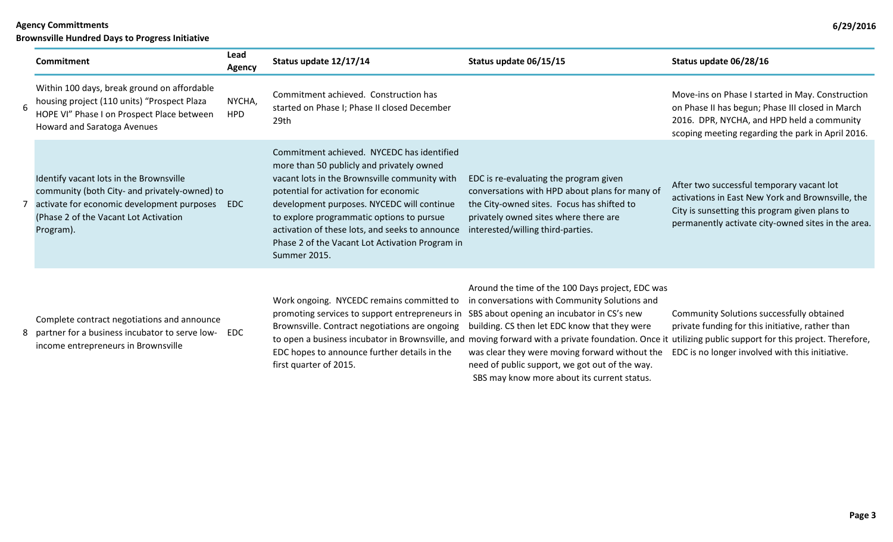**Agency Committments**
**Brownsville Hundred Days to Progress Initiative**

6/29/2016

| | Commitment | Lead Agency | Status update 12/17/14 | Status update 06/15/15 | Status update 06/28/16 |
|---|---|---|---|---|---|
| 6 | Within 100 days, break ground on affordable housing project (110 units) "Prospect Plaza HOPE VI" Phase I on Prospect Place between Howard and Saratoga Avenues | NYCHA, HPD | Commitment achieved. Construction has started on Phase I; Phase II closed December 29th | | Move-ins on Phase I started in May. Construction on Phase II has begun; Phase III closed in March 2016. DPR, NYCHA, and HPD held a community scoping meeting regarding the park in April 2016. |
| 7 | Identify vacant lots in the Brownsville community (both City- and privately-owned) to activate for economic development purposes (Phase 2 of the Vacant Lot Activation Program). | EDC | Commitment achieved. NYCEDC has identified more than 50 publicly and privately owned vacant lots in the Brownsville community with potential for activation for economic development purposes. NYCEDC will continue to explore programmatic options to pursue activation of these lots, and seeks to announce Phase 2 of the Vacant Lot Activation Program in Summer 2015. | EDC is re-evaluating the program given conversations with HPD about plans for many of the City-owned sites. Focus has shifted to privately owned sites where there are interested/willing third-parties. | After two successful temporary vacant lot activations in East New York and Brownsville, the City is sunsetting this program given plans to permanently activate city-owned sites in the area. |
| 8 | Complete contract negotiations and announce partner for a business incubator to serve low-income entrepreneurs in Brownsville | EDC | Work ongoing. NYCEDC remains committed to promoting services to support entrepreneurs in Brownsville. Contract negotiations are ongoing to open a business incubator in Brownsville, and EDC hopes to announce further details in the first quarter of 2015. | Around the time of the 100 Days project, EDC was in conversations with Community Solutions and SBS about opening an incubator in CS's new building. CS then let EDC know that they were moving forward with a private foundation. Once it was clear they were moving forward without the need of public support, we got out of the way. SBS may know more about its current status. | Community Solutions successfully obtained private funding for this initiative, rather than utilizing public support for this project. Therefore, EDC is no longer involved with this initiative. |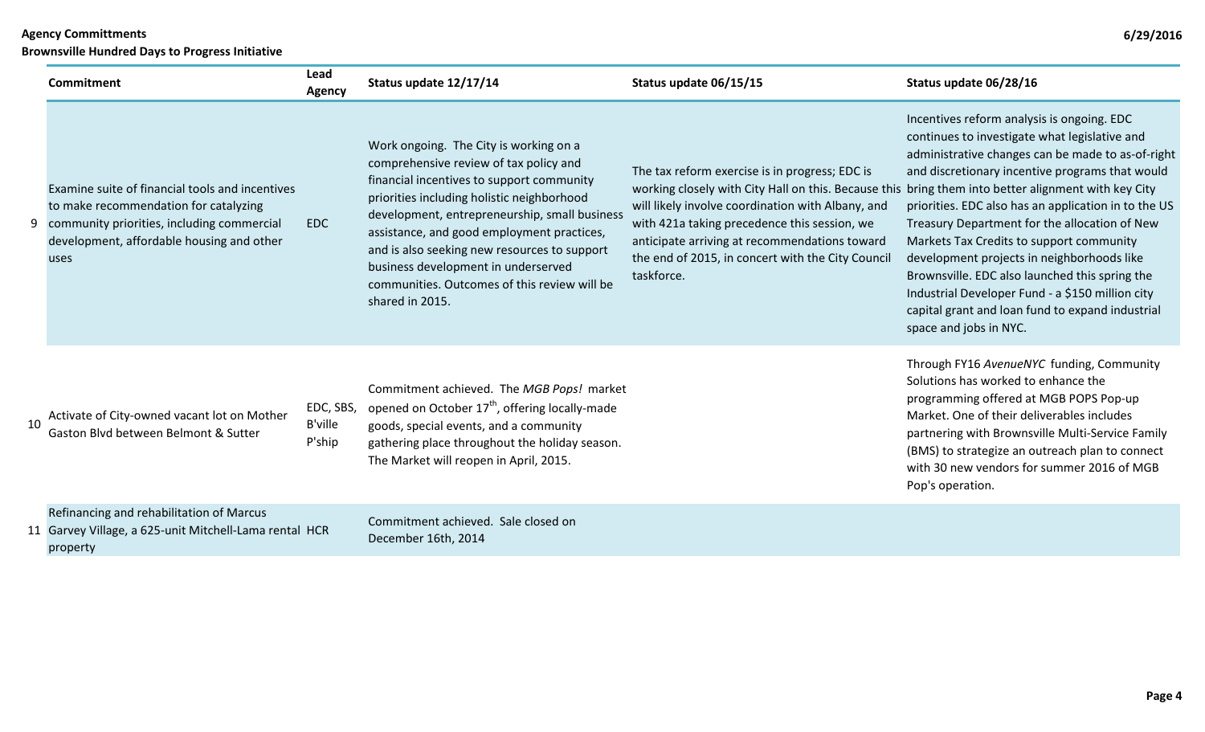**Agency Committments**
**Brownsville Hundred Days to Progress Initiative**

6/29/2016

| | Commitment | Lead Agency | Status update 12/17/14 | Status update 06/15/15 | Status update 06/28/16 |
|---|---|---|---|---|---|
| 9 | Examine suite of financial tools and incentives to make recommendation for catalyzing community priorities, including commercial development, affordable housing and other uses | EDC | Work ongoing. The City is working on a comprehensive review of tax policy and financial incentives to support community priorities including holistic neighborhood development, entrepreneurship, small business assistance, and good employment practices, and is also seeking new resources to support business development in underserved communities. Outcomes of this review will be shared in 2015. | The tax reform exercise is in progress; EDC is working closely with City Hall on this. Because this will likely involve coordination with Albany, and with 421a taking precedence this session, we anticipate arriving at recommendations toward the end of 2015, in concert with the City Council taskforce. | Incentives reform analysis is ongoing. EDC continues to investigate what legislative and administrative changes can be made to as-of-right and discretionary incentive programs that would bring them into better alignment with key City priorities. EDC also has an application in to the US Treasury Department for the allocation of New Markets Tax Credits to support community development projects in neighborhoods like Brownsville. EDC also launched this spring the Industrial Developer Fund - a $150 million city capital grant and loan fund to expand industrial space and jobs in NYC. |
| 10 | Activate of City-owned vacant lot on Mother Gaston Blvd between Belmont & Sutter | EDC, SBS, B'ville P'ship | Commitment achieved. The *MGB Pops!* market opened on October 17th, offering locally-made goods, special events, and a community gathering place throughout the holiday season. The Market will reopen in April, 2015. | | Through FY16 *AvenueNYC* funding, Community Solutions has worked to enhance the programming offered at MGB POPS Pop-up Market. One of their deliverables includes partnering with Brownsville Multi-Service Family (BMS) to strategize an outreach plan to connect with 30 new vendors for summer 2016 of MGB Pop's operation. |
| 11 | Refinancing and rehabilitation of Marcus Garvey Village, a 625-unit Mitchell-Lama rental property | HCR | Commitment achieved. Sale closed on December 16th, 2014 | | |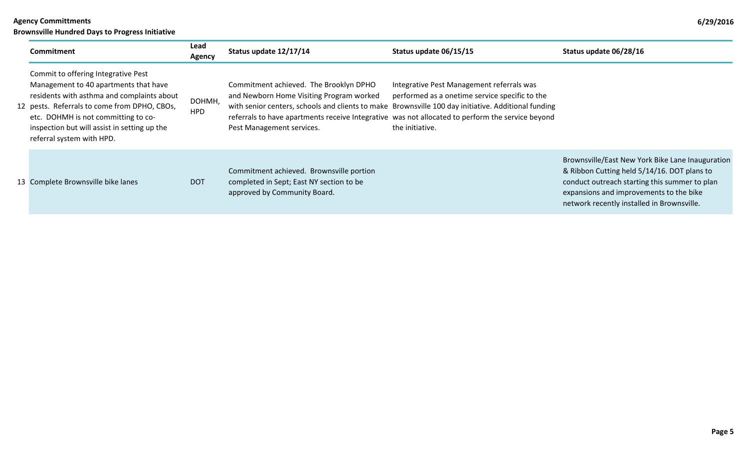**Agency Committments**

**Brownsville Hundred Days to Progress Initiative**

**6/29/2016**

| | Commitment | Lead Agency | Status update 12/17/14 | Status update 06/15/15 | Status update 06/28/16 |
|---|---|---|---|---|---|
| 12 | Commit to offering Integrative Pest Management to 40 apartments that have residents with asthma and complaints about pests. Referrals to come from DPHO, CBOs, etc. DOHMH is not committing to co-inspection but will assist in setting up the referral system with HPD. | DOHMH, HPD | Commitment achieved. The Brooklyn DPHO and Newborn Home Visiting Program worked with senior centers, schools and clients to make referrals to have apartments receive Integrative Pest Management services. | Integrative Pest Management referrals was performed as a onetime service specific to the Brownsville 100 day initiative. Additional funding was not allocated to perform the service beyond the initiative. | |
| 13 | Complete Brownsville bike lanes | DOT | Commitment achieved. Brownsville portion completed in Sept; East NY section to be approved by Community Board. | | Brownsville/East New York Bike Lane Inauguration & Ribbon Cutting held 5/14/16. DOT plans to conduct outreach starting this summer to plan expansions and improvements to the bike network recently installed in Brownsville. |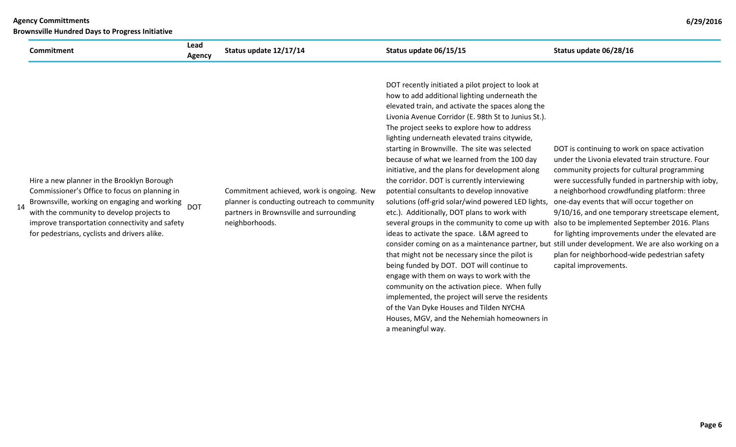| | Commitment | Lead Agency | Status update 12/17/14 | Status update 06/15/15 | Status update 06/28/16 |
|---|---|---|---|---|---|
| 14 | Hire a new planner in the Brooklyn Borough Commissioner's Office to focus on planning in Brownsville, working on engaging and working with the community to develop projects to improve transportation connectivity and safety for pedestrians, cyclists and drivers alike. | DOT | Commitment achieved, work is ongoing. New planner is conducting outreach to community partners in Brownsville and surrounding neighborhoods. | DOT recently initiated a pilot project to look at how to add additional lighting underneath the elevated train, and activate the spaces along the Livonia Avenue Corridor (E. 98th St to Junius St.). The project seeks to explore how to address lighting underneath elevated trains citywide, starting in Brownsville. The site was selected because of what we learned from the 100 day initiative, and the plans for development along the corridor. DOT is currently interviewing potential consultants to develop innovative solutions (off-grid solar/wind powered LED lights, etc.). Additionally, DOT plans to work with several groups in the community to come up with ideas to activate the space. L&M agreed to consider coming on as a maintenance partner, but that might not be necessary since the pilot is being funded by DOT. DOT will continue to engage with them on ways to work with the community on the activation piece. When fully implemented, the project will serve the residents of the Van Dyke Houses and Tilden NYCHA Houses, MGV, and the Nehemiah homeowners in a meaningful way. | DOT is continuing to work on space activation under the Livonia elevated train structure. Four community projects for cultural programming were successfully funded in partnership with ioby, a neighborhood crowdfunding platform: three one-day events that will occur together on 9/10/16, and one temporary streetscape element, also to be implemented September 2016. Plans for lighting improvements under the elevated are still under development. We are also working on a plan for neighborhood-wide pedestrian safety capital improvements. |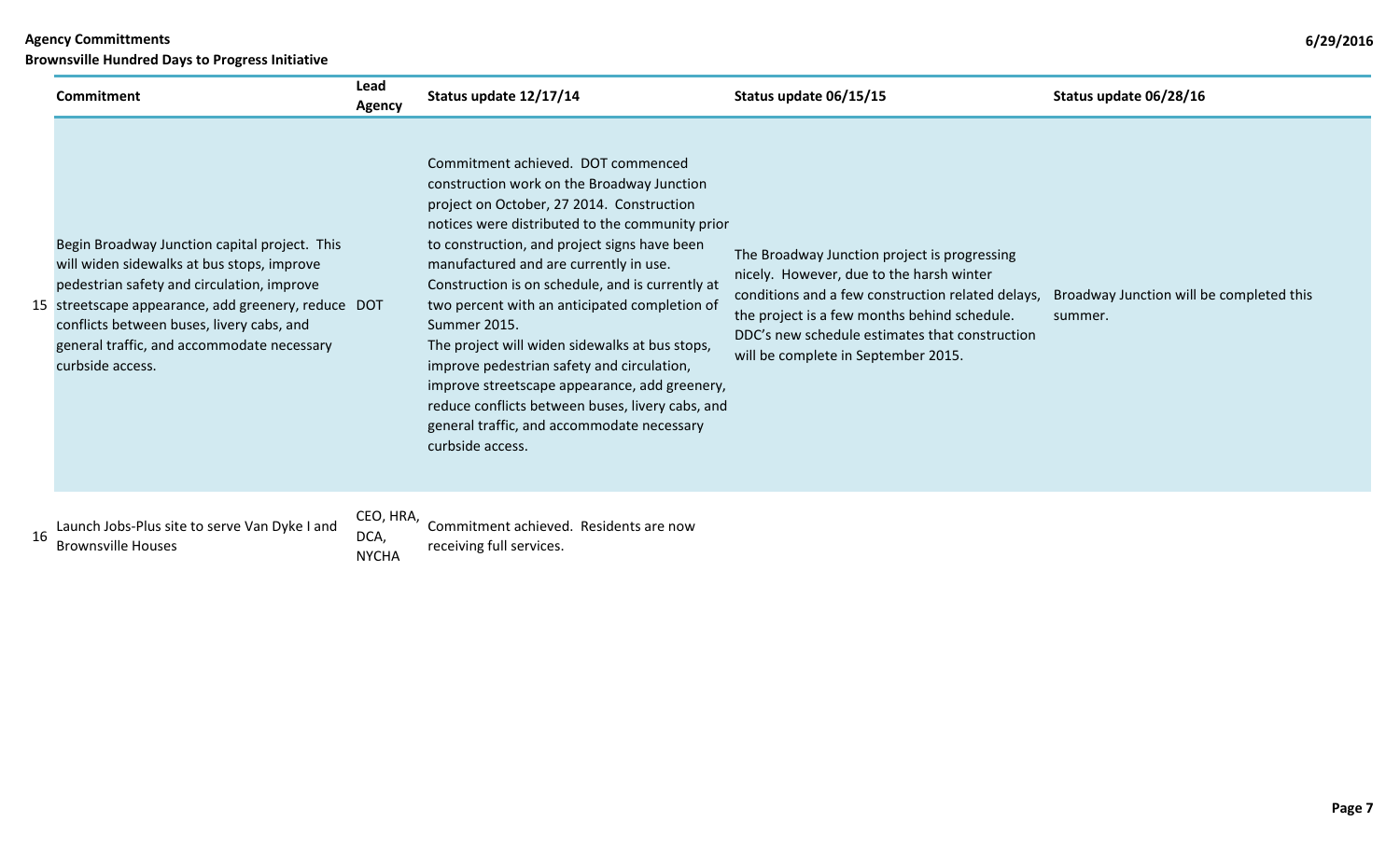| | Commitment | Lead Agency | Status update 12/17/14 | Status update 06/15/15 | Status update 06/28/16 |
|---|---|---|---|---|---|
| 15 | Begin Broadway Junction capital project. This will widen sidewalks at bus stops, improve pedestrian safety and circulation, improve streetscape appearance, add greenery, reduce conflicts between buses, livery cabs, and general traffic, and accommodate necessary curbside access. | DOT | Commitment achieved. DOT commenced construction work on the Broadway Junction project on October, 27 2014. Construction notices were distributed to the community prior to construction, and project signs have been manufactured and are currently in use. Construction is on schedule, and is currently at two percent with an anticipated completion of Summer 2015. The project will widen sidewalks at bus stops, improve pedestrian safety and circulation, improve streetscape appearance, add greenery, reduce conflicts between buses, livery cabs, and general traffic, and accommodate necessary curbside access. | The Broadway Junction project is progressing nicely. However, due to the harsh winter conditions and a few construction related delays, the project is a few months behind schedule. DDC's new schedule estimates that construction will be complete in September 2015. | Broadway Junction will be completed this summer. |
| 16 | Launch Jobs-Plus site to serve Van Dyke I and Brownsville Houses | CEO, HRA, DCA, NYCHA | Commitment achieved. Residents are now receiving full services. | | |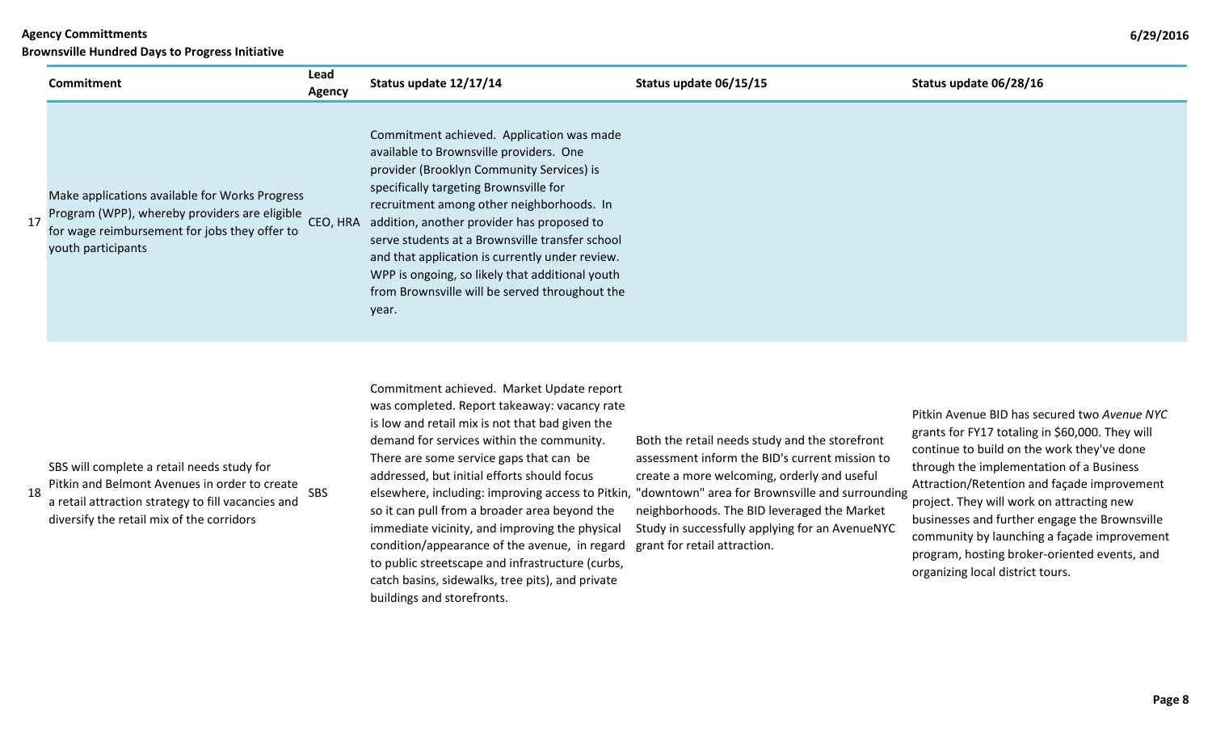**Agency Committments**
**Brownsville Hundred Days to Progress Initiative**

| | Commitment | Lead Agency | Status update 12/17/14 | Status update 06/15/15 | Status update 06/28/16 |
|---|---|---|---|---|---|
| 17 | Make applications available for Works Progress Program (WPP), whereby providers are eligible for wage reimbursement for jobs they offer to youth participants | CEO, HRA | Commitment achieved. Application was made available to Brownsville providers. One provider (Brooklyn Community Services) is specifically targeting Brownsville for recruitment among other neighborhoods. In addition, another provider has proposed to serve students at a Brownsville transfer school and that application is currently under review. WPP is ongoing, so likely that additional youth from Brownsville will be served throughout the year. | | |
| 18 | SBS will complete a retail needs study for Pitkin and Belmont Avenues in order to create a retail attraction strategy to fill vacancies and diversify the retail mix of the corridors | SBS | Commitment achieved. Market Update report was completed. Report takeaway: vacancy rate is low and retail mix is not that bad given the demand for services within the community. There are some service gaps that can be addressed, but initial efforts should focus elsewhere, including: improving access to Pitkin, so it can pull from a broader area beyond the immediate vicinity, and improving the physical condition/appearance of the avenue, in regard to public streetscape and infrastructure (curbs, catch basins, sidewalks, tree pits), and private buildings and storefronts. | Both the retail needs study and the storefront assessment inform the BID's current mission to create a more welcoming, orderly and useful "downtown" area for Brownsville and surrounding neighborhoods. The BID leveraged the Market Study in successfully applying for an AvenueNYC grant for retail attraction. | Pitkin Avenue BID has secured two *Avenue NYC* grants for FY17 totaling in $60,000. They will continue to build on the work they've done through the implementation of a Business Attraction/Retention and façade improvement project. They will work on attracting new businesses and further engage the Brownsville community by launching a façade improvement program, hosting broker-oriented events, and organizing local district tours. |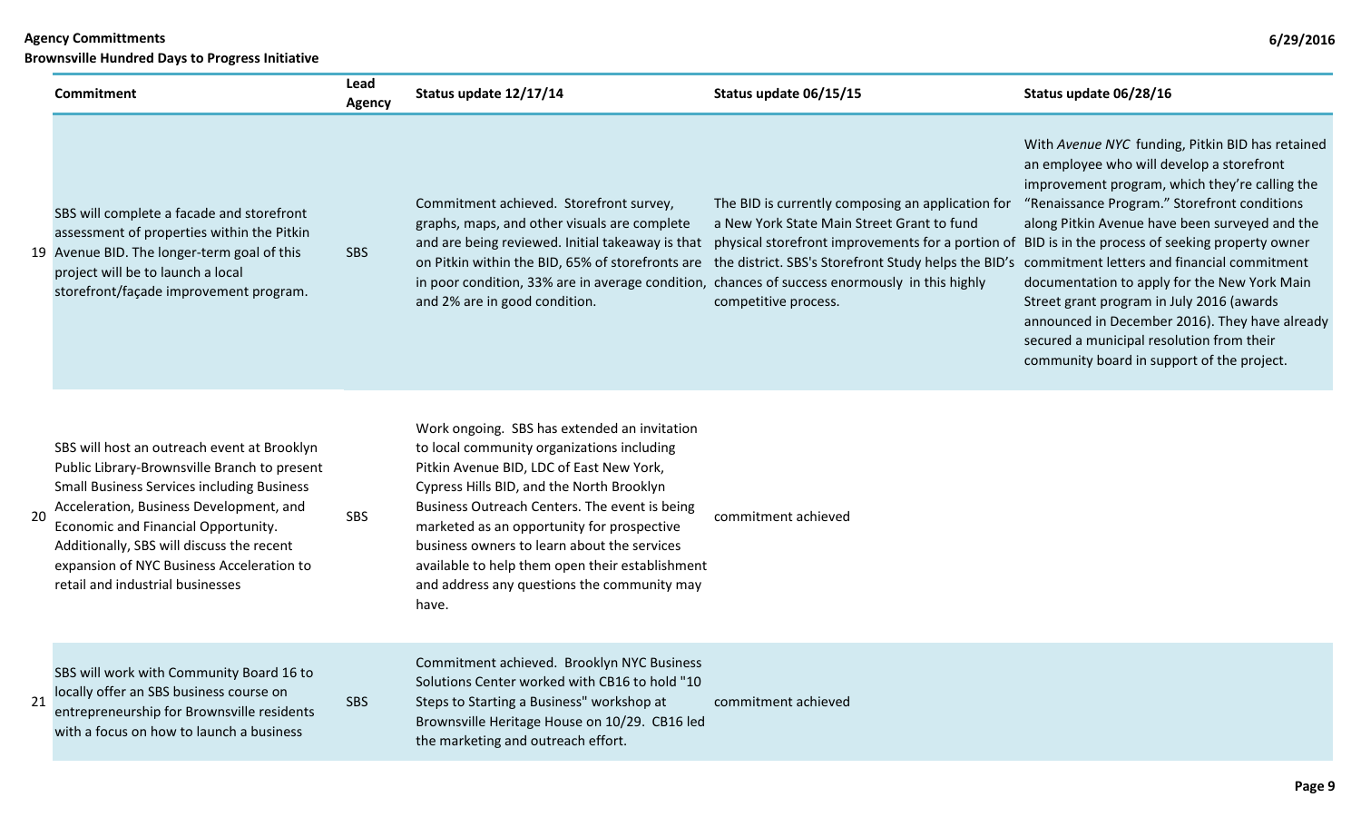**Agency Committments**
**Brownsville Hundred Days to Progress Initiative**

| | Commitment | Lead Agency | Status update 12/17/14 | Status update 06/15/15 | Status update 06/28/16 |
|---|---|---|---|---|---|
| 19 | SBS will complete a facade and storefront assessment of properties within the Pitkin Avenue BID. The longer-term goal of this project will be to launch a local storefront/façade improvement program. | SBS | Commitment achieved. Storefront survey, graphs, maps, and other visuals are complete and are being reviewed. Initial takeaway is that on Pitkin within the BID, 65% of storefronts are in poor condition, 33% are in average condition, and 2% are in good condition. | The BID is currently composing an application for a New York State Main Street Grant to fund physical storefront improvements for a portion of the district. SBS's Storefront Study helps the BID's chances of success enormously in this highly competitive process. | With *Avenue NYC* funding, Pitkin BID has retained an employee who will develop a storefront improvement program, which they're calling the "Renaissance Program." Storefront conditions along Pitkin Avenue have been surveyed and the BID is in the process of seeking property owner commitment letters and financial commitment documentation to apply for the New York Main Street grant program in July 2016 (awards announced in December 2016). They have already secured a municipal resolution from their community board in support of the project. |
| 20 | SBS will host an outreach event at Brooklyn Public Library-Brownsville Branch to present Small Business Services including Business Acceleration, Business Development, and Economic and Financial Opportunity. Additionally, SBS will discuss the recent expansion of NYC Business Acceleration to retail and industrial businesses | SBS | Work ongoing. SBS has extended an invitation to local community organizations including Pitkin Avenue BID, LDC of East New York, Cypress Hills BID, and the North Brooklyn Business Outreach Centers. The event is being marketed as an opportunity for prospective business owners to learn about the services available to help them open their establishment and address any questions the community may have. | commitment achieved | |
| 21 | SBS will work with Community Board 16 to locally offer an SBS business course on entrepreneurship for Brownsville residents with a focus on how to launch a business | SBS | Commitment achieved. Brooklyn NYC Business Solutions Center worked with CB16 to hold "10 Steps to Starting a Business" workshop at Brownsville Heritage House on 10/29. CB16 led the marketing and outreach effort. | commitment achieved | |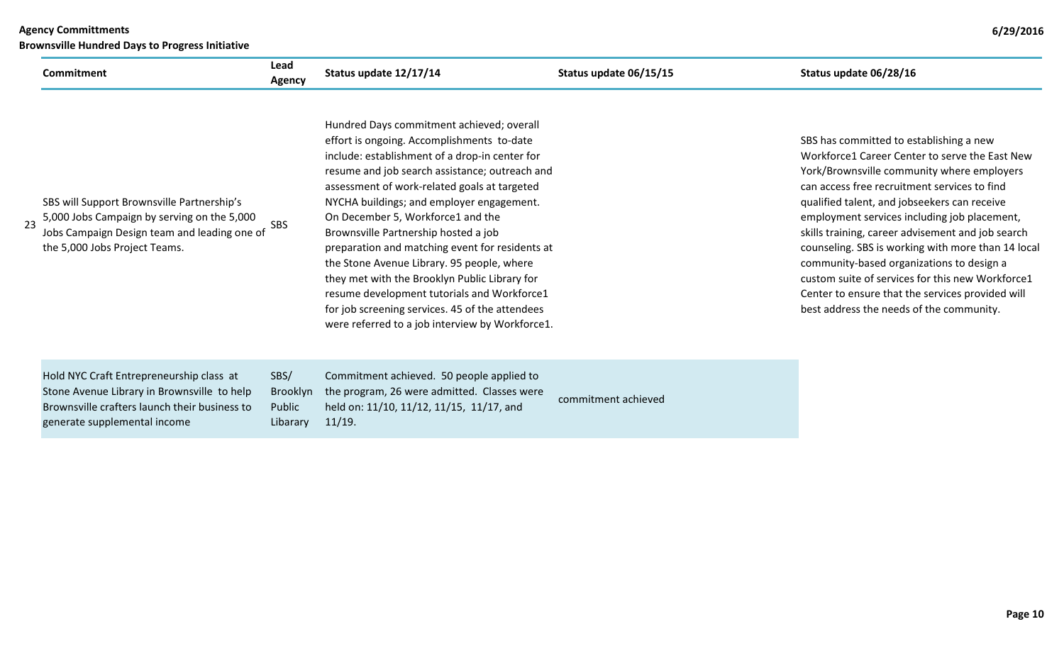**Agency Committments**

**Brownsville Hundred Days to Progress Initiative**

| | Commitment | Lead Agency | Status update 12/17/14 | Status update 06/15/15 | Status update 06/28/16 |
|---|---|---|---|---|---|
| 23 | SBS will Support Brownsville Partnership's 5,000 Jobs Campaign by serving on the 5,000 Jobs Campaign Design team and leading one of the 5,000 Jobs Project Teams. | SBS | Hundred Days commitment achieved; overall effort is ongoing. Accomplishments to-date include: establishment of a drop-in center for resume and job search assistance; outreach and assessment of work-related goals at targeted NYCHA buildings; and employer engagement. On December 5, Workforce1 and the Brownsville Partnership hosted a job preparation and matching event for residents at the Stone Avenue Library. 95 people, where they met with the Brooklyn Public Library for resume development tutorials and Workforce1 for job screening services. 45 of the attendees were referred to a job interview by Workforce1. | | SBS has committed to establishing a new Workforce1 Career Center to serve the East New York/Brownsville community where employers can access free recruitment services to find qualified talent, and jobseekers can receive employment services including job placement, skills training, career advisement and job search counseling. SBS is working with more than 14 local community-based organizations to design a custom suite of services for this new Workforce1 Center to ensure that the services provided will best address the needs of the community. |
| | Hold NYC Craft Entrepreneurship class at Stone Avenue Library in Brownsville to help Brownsville crafters launch their business to generate supplemental income | SBS/ Brooklyn Public Libarary | Commitment achieved. 50 people applied to the program, 26 were admitted. Classes were held on: 11/10, 11/12, 11/15, 11/17, and 11/19. | commitment achieved | |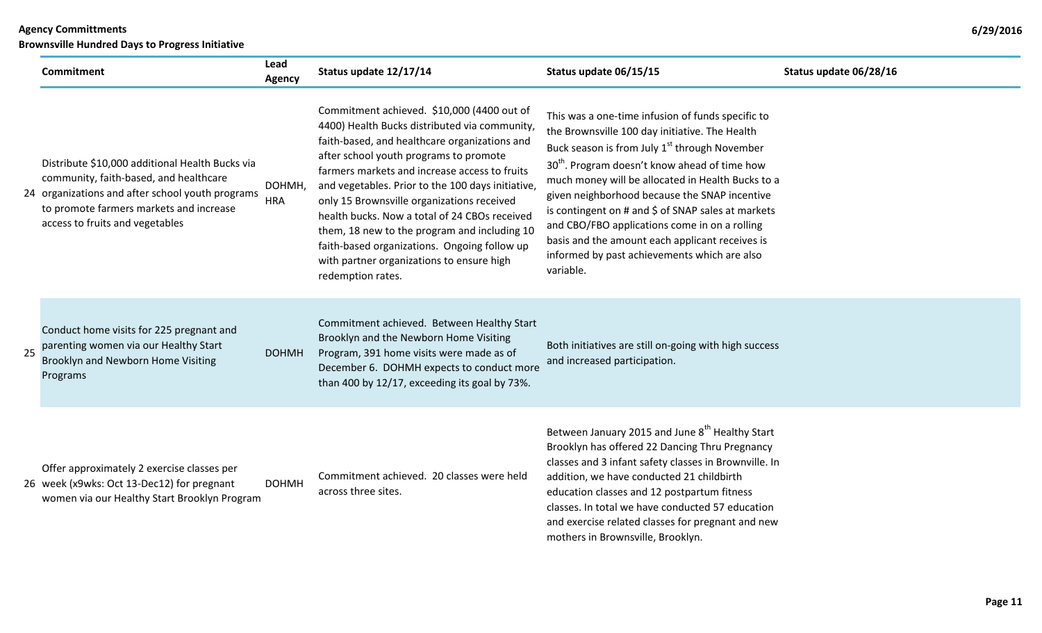**Agency Committments**
**Brownsville Hundred Days to Progress Initiative**

6/29/2016

| | Commitment | Lead Agency | Status update 12/17/14 | Status update 06/15/15 | Status update 06/28/16 |
|---|---|---|---|---|---|
| 24 | Distribute $10,000 additional Health Bucks via community, faith-based, and healthcare organizations and after school youth programs to promote farmers markets and increase access to fruits and vegetables | DOHMH, HRA | Commitment achieved. $10,000 (4400 out of 4400) Health Bucks distributed via community, faith-based, and healthcare organizations and after school youth programs to promote farmers markets and increase access to fruits and vegetables. Prior to the 100 days initiative, only 15 Brownsville organizations received health bucks. Now a total of 24 CBOs received them, 18 new to the program and including 10 faith-based organizations. Ongoing follow up with partner organizations to ensure high redemption rates. | This was a one-time infusion of funds specific to the Brownsville 100 day initiative. The Health Buck season is from July 1st through November 30th. Program doesn't know ahead of time how much money will be allocated in Health Bucks to a given neighborhood because the SNAP incentive is contingent on # and $ of SNAP sales at markets and CBO/FBO applications come in on a rolling basis and the amount each applicant receives is informed by past achievements which are also variable. | |
| 25 | Conduct home visits for 225 pregnant and parenting women via our Healthy Start Brooklyn and Newborn Home Visiting Programs | DOHMH | Commitment achieved. Between Healthy Start Brooklyn and the Newborn Home Visiting Program, 391 home visits were made as of December 6. DOHMH expects to conduct more than 400 by 12/17, exceeding its goal by 73%. | Both initiatives are still on-going with high success and increased participation. | |
| 26 | Offer approximately 2 exercise classes per week (x9wks: Oct 13-Dec12) for pregnant women via our Healthy Start Brooklyn Program | DOHMH | Commitment achieved. 20 classes were held across three sites. | Between January 2015 and June 8th Healthy Start Brooklyn has offered 22 Dancing Thru Pregnancy classes and 3 infant safety classes in Brownville. In addition, we have conducted 21 childbirth education classes and 12 postpartum fitness classes. In total we have conducted 57 education and exercise related classes for pregnant and new mothers in Brownsville, Brooklyn. | |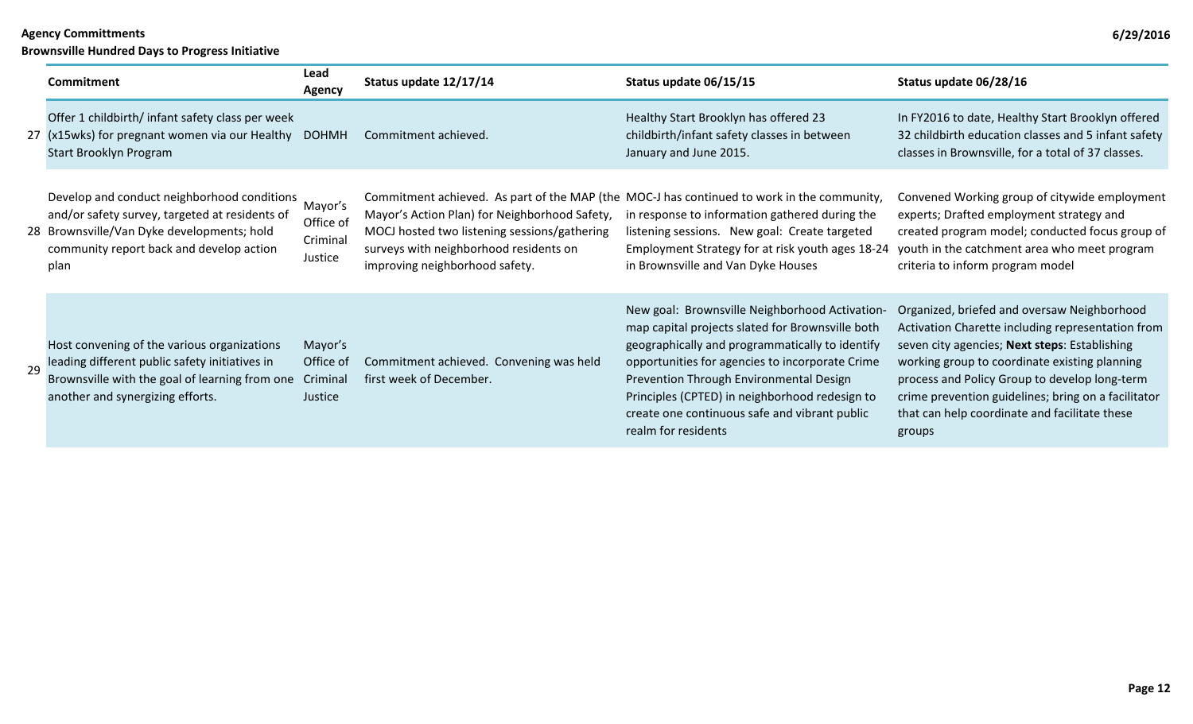| | Commitment | Lead Agency | Status update 12/17/14 | Status update 06/15/15 | Status update 06/28/16 |
|---|---|---|---|---|---|
| 27 | Offer 1 childbirth/ infant safety class per week (x15wks) for pregnant women via our Healthy Start Brooklyn Program | DOHMH | Commitment achieved. | Healthy Start Brooklyn has offered 23 childbirth/infant safety classes in between January and June 2015. | In FY2016 to date, Healthy Start Brooklyn offered 32 childbirth education classes and 5 infant safety classes in Brownsville, for a total of 37 classes. |
| 28 | Develop and conduct neighborhood conditions and/or safety survey, targeted at residents of Brownsville/Van Dyke developments; hold community report back and develop action plan | Mayor's Office of Criminal Justice | Commitment achieved. As part of the MAP (the Mayor's Action Plan) for Neighborhood Safety, MOCJ hosted two listening sessions/gathering surveys with neighborhood residents on improving neighborhood safety. | MOC-J has continued to work in the community, in response to information gathered during the listening sessions. New goal: Create targeted Employment Strategy for at risk youth ages 18-24 in Brownsville and Van Dyke Houses | Convened Working group of citywide employment experts; Drafted employment strategy and created program model; conducted focus group of youth in the catchment area who meet program criteria to inform program model |
| 29 | Host convening of the various organizations leading different public safety initiatives in Brownsville with the goal of learning from one another and synergizing efforts. | Mayor's Office of Criminal Justice | Commitment achieved. Convening was held first week of December. | New goal: Brownsville Neighborhood Activation- map capital projects slated for Brownsville both geographically and programmatically to identify opportunities for agencies to incorporate Crime Prevention Through Environmental Design Principles (CPTED) in neighborhood redesign to create one continuous safe and vibrant public realm for residents | Organized, briefed and oversaw Neighborhood Activation Charette including representation from seven city agencies; **Next steps**: Establishing working group to coordinate existing planning process and Policy Group to develop long-term crime prevention guidelines; bring on a facilitator that can help coordinate and facilitate these groups |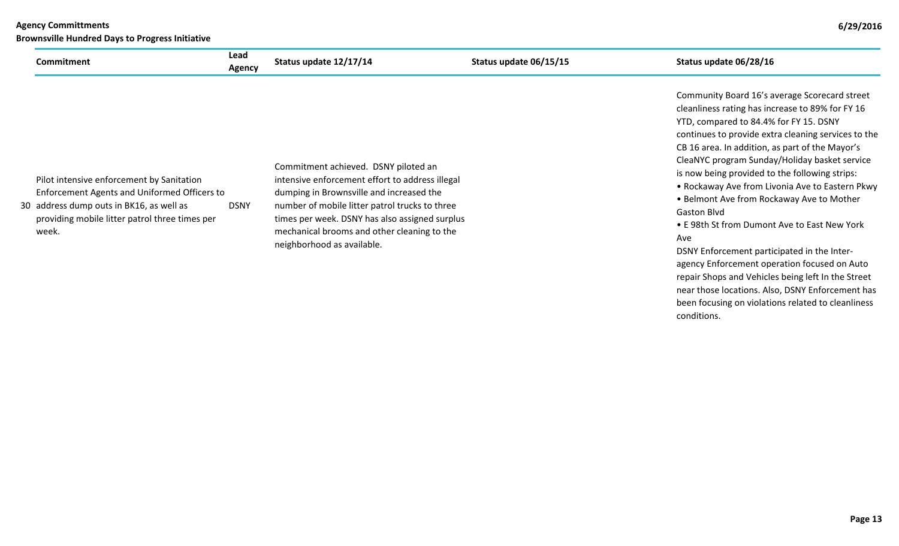| | Commitment | Lead Agency | Status update 12/17/14 | Status update 06/15/15 | Status update 06/28/16 |
|---|---|---|---|---|---|
| 30 | Pilot intensive enforcement by Sanitation Enforcement Agents and Uniformed Officers to address dump outs in BK16, as well as providing mobile litter patrol three times per week. | DSNY | Commitment achieved. DSNY piloted an intensive enforcement effort to address illegal dumping in Brownsville and increased the number of mobile litter patrol trucks to three times per week. DSNY has also assigned surplus mechanical brooms and other cleaning to the neighborhood as available. | | Community Board 16's average Scorecard street cleanliness rating has increase to 89% for FY 16 YTD, compared to 84.4% for FY 15. DSNY continues to provide extra cleaning services to the CB 16 area. In addition, as part of the Mayor's CleaNYC program Sunday/Holiday basket service is now being provided to the following strips:<br>• Rockaway Ave from Livonia Ave to Eastern Pkwy<br>• Belmont Ave from Rockaway Ave to Mother Gaston Blvd<br>• E 98th St from Dumont Ave to East New York Ave<br>DSNY Enforcement participated in the Inter-agency Enforcement operation focused on Auto repair Shops and Vehicles being left In the Street near those locations. Also, DSNY Enforcement has been focusing on violations related to cleanliness conditions. |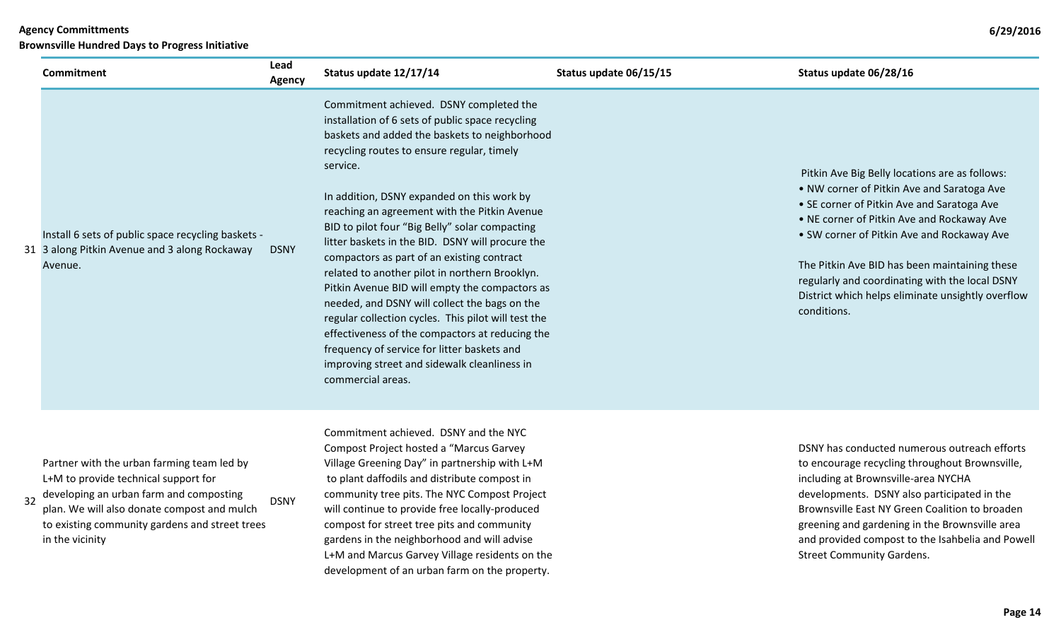**Agency Committments**
**Brownsville Hundred Days to Progress Initiative**

| | Commitment | Lead Agency | Status update 12/17/14 | Status update 06/15/15 | Status update 06/28/16 |
|---|---|---|---|---|---|
| 31 | Install 6 sets of public space recycling baskets - 3 along Pitkin Avenue and 3 along Rockaway Avenue. | DSNY | Commitment achieved. DSNY completed the installation of 6 sets of public space recycling baskets and added the baskets to neighborhood recycling routes to ensure regular, timely service.<br><br>In addition, DSNY expanded on this work by reaching an agreement with the Pitkin Avenue BID to pilot four "Big Belly" solar compacting litter baskets in the BID. DSNY will procure the compactors as part of an existing contract related to another pilot in northern Brooklyn. Pitkin Avenue BID will empty the compactors as needed, and DSNY will collect the bags on the regular collection cycles. This pilot will test the effectiveness of the compactors at reducing the frequency of service for litter baskets and improving street and sidewalk cleanliness in commercial areas. | | Pitkin Ave Big Belly locations are as follows:<br>• NW corner of Pitkin Ave and Saratoga Ave<br>• SE corner of Pitkin Ave and Saratoga Ave<br>• NE corner of Pitkin Ave and Rockaway Ave<br>• SW corner of Pitkin Ave and Rockaway Ave<br><br>The Pitkin Ave BID has been maintaining these regularly and coordinating with the local DSNY District which helps eliminate unsightly overflow conditions. |
| 32 | Partner with the urban farming team led by L+M to provide technical support for developing an urban farm and composting plan. We will also donate compost and mulch to existing community gardens and street trees in the vicinity | DSNY | Commitment achieved. DSNY and the NYC Compost Project hosted a "Marcus Garvey Village Greening Day" in partnership with L+M to plant daffodils and distribute compost in community tree pits. The NYC Compost Project will continue to provide free locally-produced compost for street tree pits and community gardens in the neighborhood and will advise L+M and Marcus Garvey Village residents on the development of an urban farm on the property. | | DSNY has conducted numerous outreach efforts to encourage recycling throughout Brownsville, including at Brownsville-area NYCHA developments. DSNY also participated in the Brownsville East NY Green Coalition to broaden greening and gardening in the Brownsville area and provided compost to the Isahbelia and Powell Street Community Gardens. |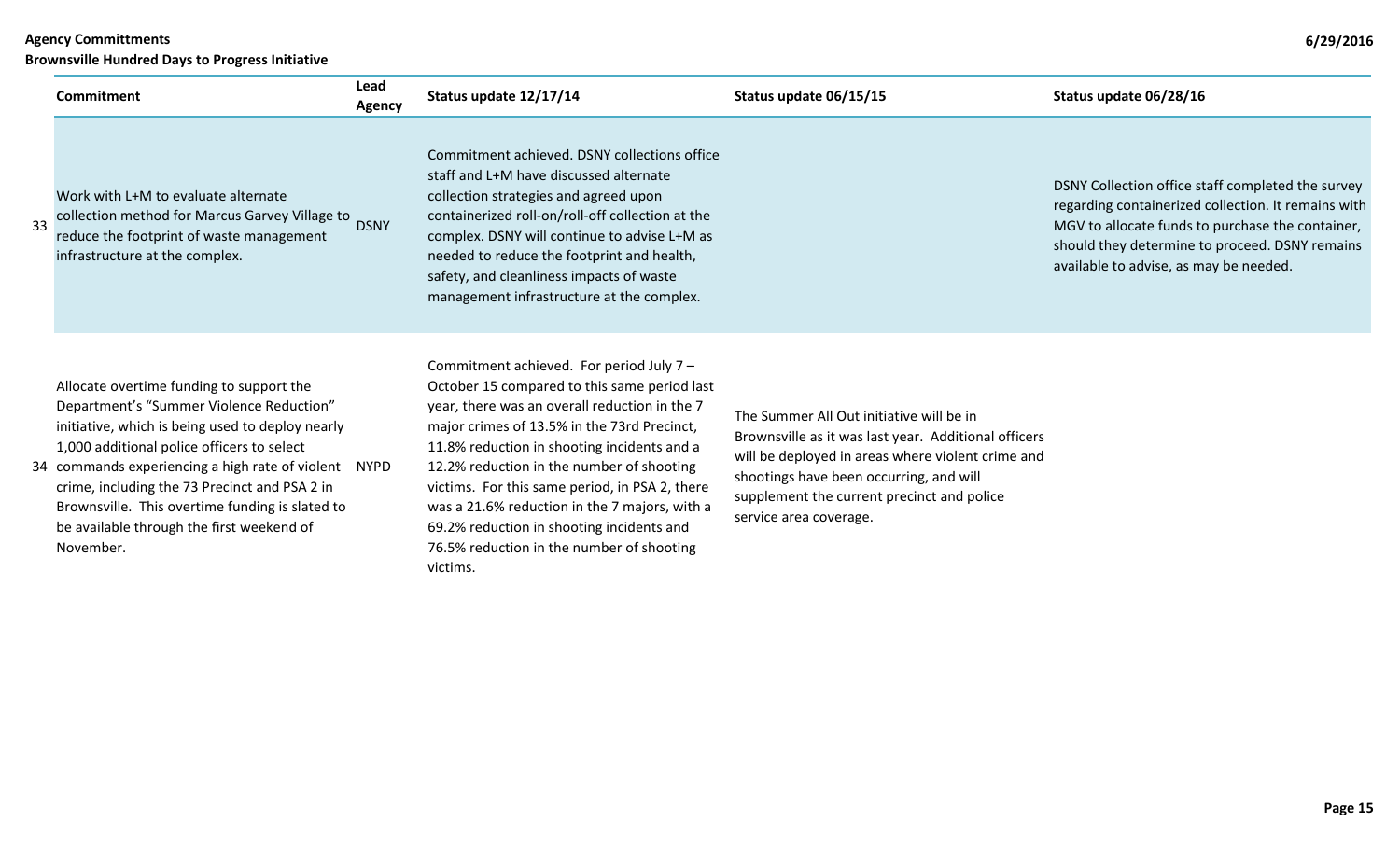| | Commitment | Lead Agency | Status update 12/17/14 | Status update 06/15/15 | Status update 06/28/16 |
|---|---|---|---|---|---|
| 33 | Work with L+M to evaluate alternate collection method for Marcus Garvey Village to reduce the footprint of waste management infrastructure at the complex. | DSNY | Commitment achieved. DSNY collections office staff and L+M have discussed alternate collection strategies and agreed upon containerized roll-on/roll-off collection at the complex. DSNY will continue to advise L+M as needed to reduce the footprint and health, safety, and cleanliness impacts of waste management infrastructure at the complex. | | DSNY Collection office staff completed the survey regarding containerized collection. It remains with MGV to allocate funds to purchase the container, should they determine to proceed. DSNY remains available to advise, as may be needed. |
| 34 | Allocate overtime funding to support the Department's "Summer Violence Reduction" initiative, which is being used to deploy nearly 1,000 additional police officers to select commands experiencing a high rate of violent crime, including the 73 Precinct and PSA 2 in Brownsville. This overtime funding is slated to be available through the first weekend of November. | NYPD | Commitment achieved. For period July 7 – October 15 compared to this same period last year, there was an overall reduction in the 7 major crimes of 13.5% in the 73rd Precinct, 11.8% reduction in shooting incidents and a 12.2% reduction in the number of shooting victims. For this same period, in PSA 2, there was a 21.6% reduction in the 7 majors, with a 69.2% reduction in shooting incidents and 76.5% reduction in the number of shooting victims. | The Summer All Out initiative will be in Brownsville as it was last year. Additional officers will be deployed in areas where violent crime and shootings have been occurring, and will supplement the current precinct and police service area coverage. | |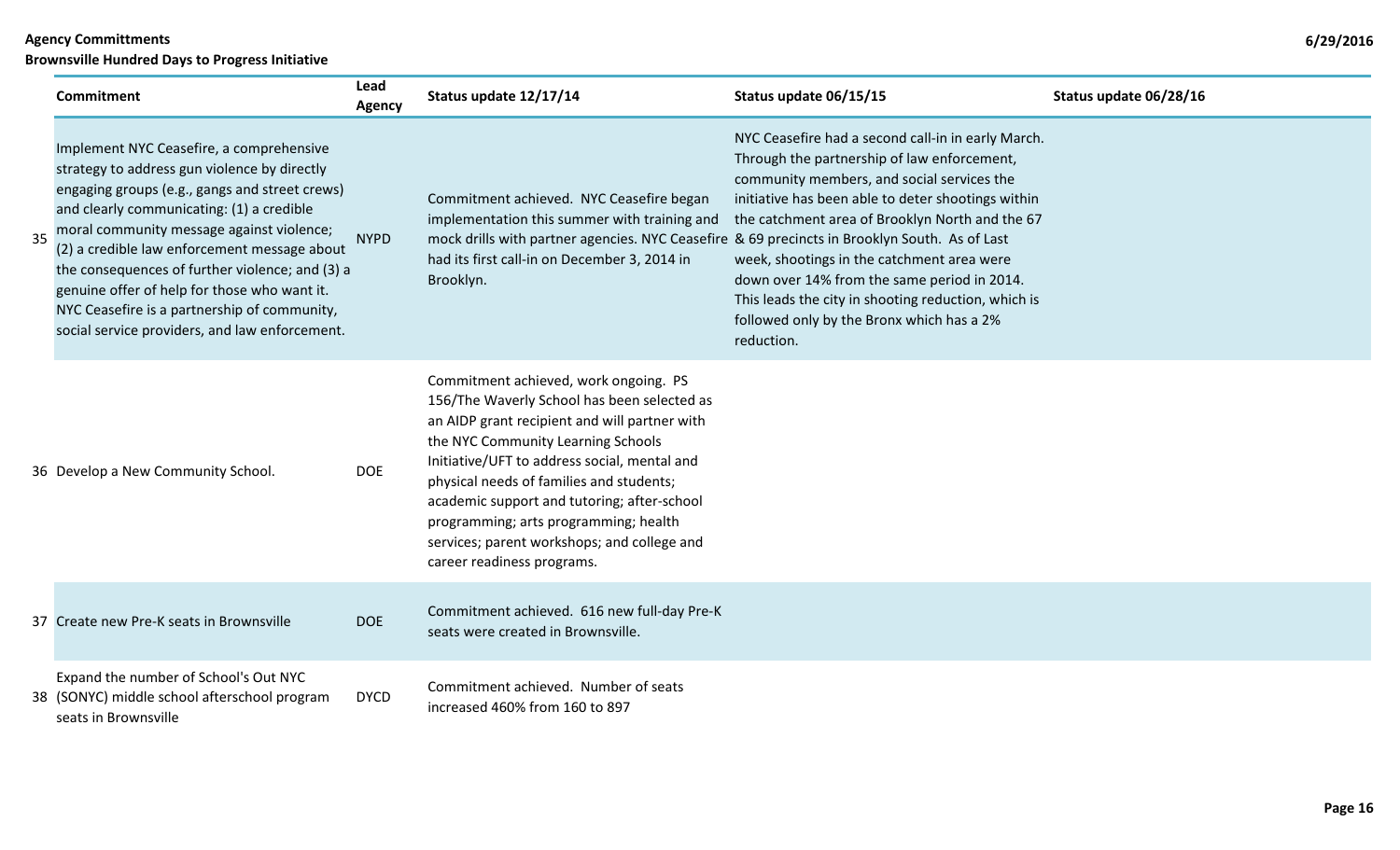**Agency Committments**
**Brownsville Hundred Days to Progress Initiative**

6/29/2016

| | Commitment | Lead Agency | Status update 12/17/14 | Status update 06/15/15 | Status update 06/28/16 |
|---|---|---|---|---|---|
| 35 | Implement NYC Ceasefire, a comprehensive strategy to address gun violence by directly engaging groups (e.g., gangs and street crews) and clearly communicating: (1) a credible moral community message against violence; (2) a credible law enforcement message about the consequences of further violence; and (3) a genuine offer of help for those who want it. NYC Ceasefire is a partnership of community, social service providers, and law enforcement. | NYPD | Commitment achieved. NYC Ceasefire began implementation this summer with training and mock drills with partner agencies. NYC Ceasefire had its first call-in on December 3, 2014 in Brooklyn. | NYC Ceasefire had a second call-in in early March. Through the partnership of law enforcement, community members, and social services the initiative has been able to deter shootings within the catchment area of Brooklyn North and the 67 & 69 precincts in Brooklyn South. As of Last week, shootings in the catchment area were down over 14% from the same period in 2014. This leads the city in shooting reduction, which is followed only by the Bronx which has a 2% reduction. | |
| 36 | Develop a New Community School. | DOE | Commitment achieved, work ongoing. PS 156/The Waverly School has been selected as an AIDP grant recipient and will partner with the NYC Community Learning Schools Initiative/UFT to address social, mental and physical needs of families and students; academic support and tutoring; after-school programming; arts programming; health services; parent workshops; and college and career readiness programs. | | |
| 37 | Create new Pre-K seats in Brownsville | DOE | Commitment achieved. 616 new full-day Pre-K seats were created in Brownsville. | | |
| 38 | Expand the number of School's Out NYC (SONYC) middle school afterschool program seats in Brownsville | DYCD | Commitment achieved. Number of seats increased 460% from 160 to 897 | | |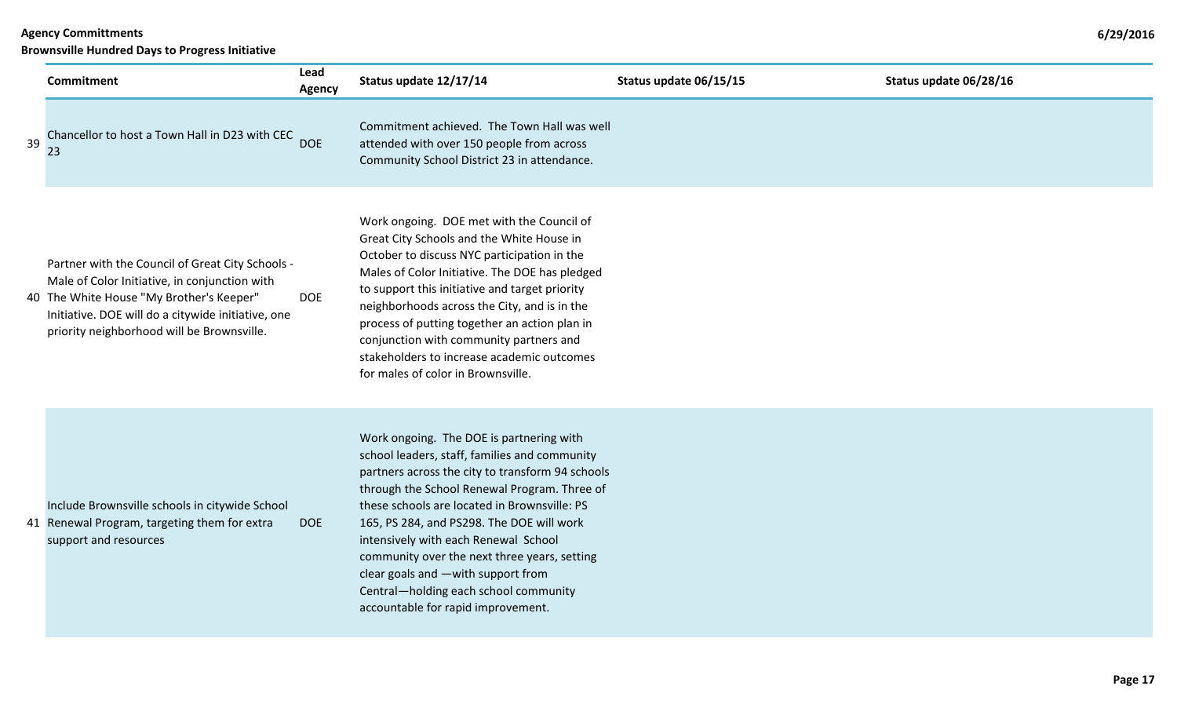**Agency Committments**
**Brownsville Hundred Days to Progress Initiative**

6/29/2016

| | Commitment | Lead Agency | Status update 12/17/14 | Status update 06/15/15 | Status update 06/28/16 |
|---|---|---|---|---|---|
| 39 | Chancellor to host a Town Hall in D23 with CEC 23 | DOE | Commitment achieved. The Town Hall was well attended with over 150 people from across Community School District 23 in attendance. | | |
| 40 | Partner with the Council of Great City Schools - Male of Color Initiative, in conjunction with The White House "My Brother's Keeper" Initiative. DOE will do a citywide initiative, one priority neighborhood will be Brownsville. | DOE | Work ongoing. DOE met with the Council of Great City Schools and the White House in October to discuss NYC participation in the Males of Color Initiative. The DOE has pledged to support this initiative and target priority neighborhoods across the City, and is in the process of putting together an action plan in conjunction with community partners and stakeholders to increase academic outcomes for males of color in Brownsville. | | |
| 41 | Include Brownsville schools in citywide School Renewal Program, targeting them for extra support and resources | DOE | Work ongoing. The DOE is partnering with school leaders, staff, families and community partners across the city to transform 94 schools through the School Renewal Program. Three of these schools are located in Brownsville: PS 165, PS 284, and PS298. The DOE will work intensively with each Renewal School community over the next three years, setting clear goals and —with support from Central—holding each school community accountable for rapid improvement. | | |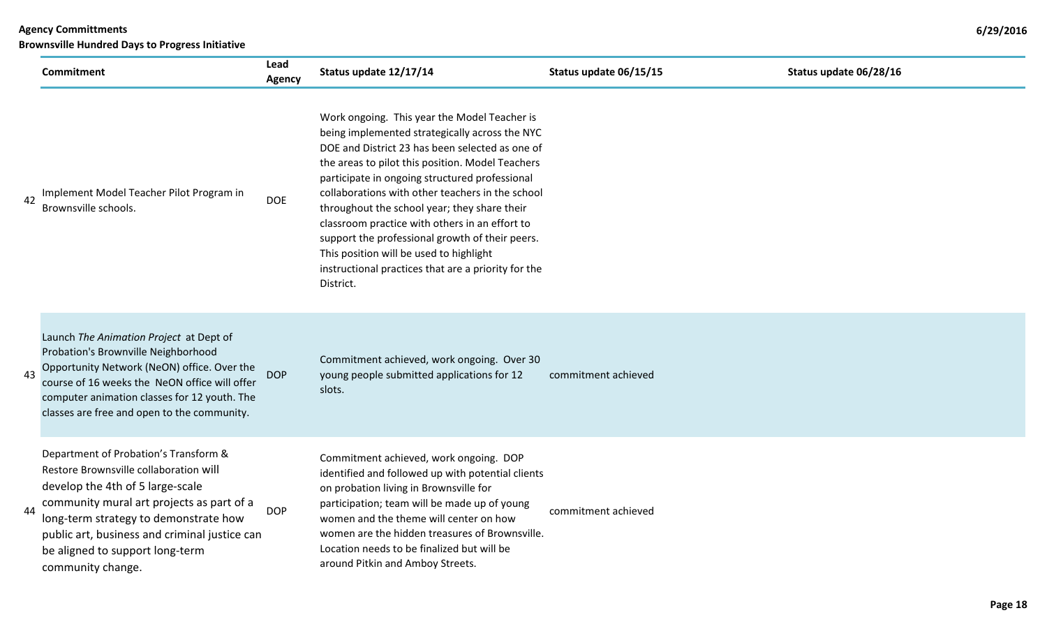| | Commitment | Lead Agency | Status update 12/17/14 | Status update 06/15/15 | Status update 06/28/16 |
|---|---|---|---|---|---|
| 42 | Implement Model Teacher Pilot Program in Brownsville schools. | DOE | Work ongoing. This year the Model Teacher is being implemented strategically across the NYC DOE and District 23 has been selected as one of the areas to pilot this position. Model Teachers participate in ongoing structured professional collaborations with other teachers in the school throughout the school year; they share their classroom practice with others in an effort to support the professional growth of their peers. This position will be used to highlight instructional practices that are a priority for the District. | | |
| 43 | Launch *The Animation Project* at Dept of Probation's Brownville Neighborhood Opportunity Network (NeON) office. Over the course of 16 weeks the NeON office will offer computer animation classes for 12 youth. The classes are free and open to the community. | DOP | Commitment achieved, work ongoing. Over 30 young people submitted applications for 12 slots. | commitment achieved | |
| 44 | Department of Probation's Transform & Restore Brownsville collaboration will develop the 4th of 5 large-scale community mural art projects as part of a long-term strategy to demonstrate how public art, business and criminal justice can be aligned to support long-term community change. | DOP | Commitment achieved, work ongoing. DOP identified and followed up with potential clients on probation living in Brownsville for participation; team will be made up of young women and the theme will center on how women are the hidden treasures of Brownsville. Location needs to be finalized but will be around Pitkin and Amboy Streets. | commitment achieved | |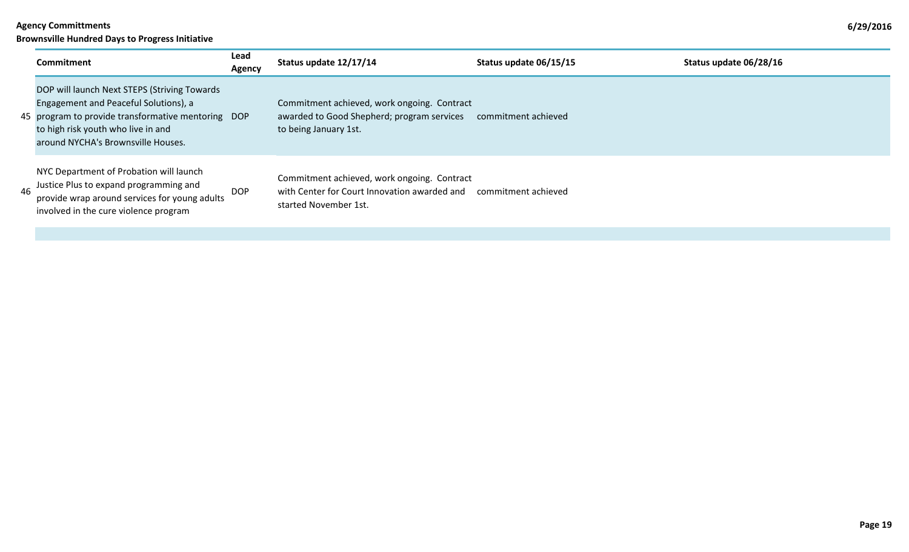| | Commitment | Lead Agency | Status update 12/17/14 | Status update 06/15/15 | Status update 06/28/16 |
|---|---|---|---|---|---|
| 45 | DOP will launch Next STEPS (Striving Towards Engagement and Peaceful Solutions), a program to provide transformative mentoring to high risk youth who live in and around NYCHA's Brownsville Houses. | DOP | Commitment achieved, work ongoing. Contract awarded to Good Shepherd; program services to being January 1st. | commitment achieved | |
| 46 | NYC Department of Probation will launch Justice Plus to expand programming and provide wrap around services for young adults involved in the cure violence program | DOP | Commitment achieved, work ongoing. Contract with Center for Court Innovation awarded and started November 1st. | commitment achieved | |